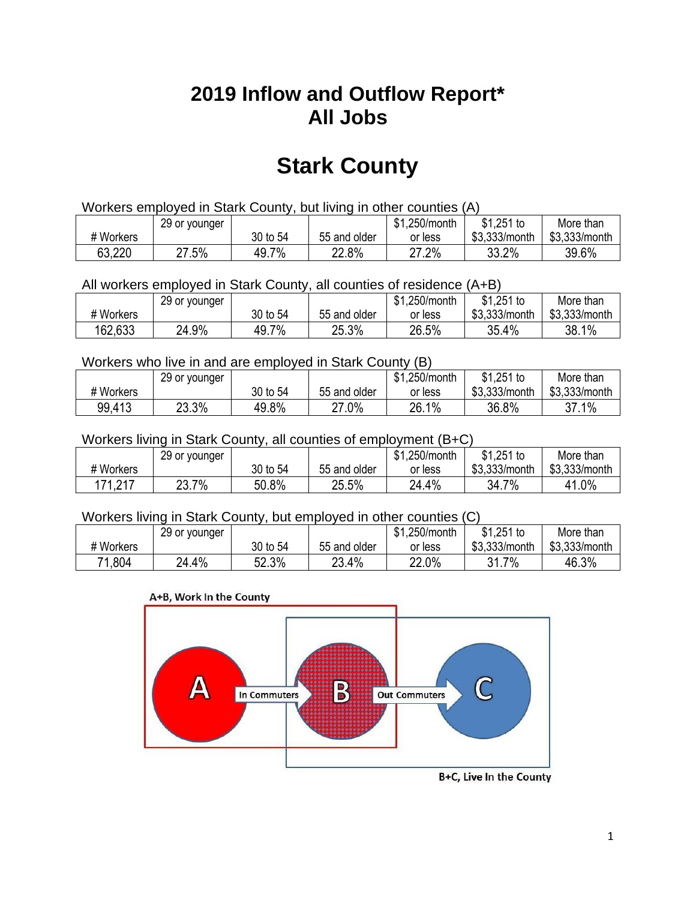# 2019 Inflow and Outflow Report*
# All Jobs

# Stark County

Workers employed in Stark County, but living in other counties (A)

| # Workers | 29 or younger | 30 to 54 | 55 and older | $1,250/month or less | $1,251 to $3,333/month | More than $3,333/month |
|---|---|---|---|---|---|---|
| 63,220 | 27.5% | 49.7% | 22.8% | 27.2% | 33.2% | 39.6% |

All workers employed in Stark County, all counties of residence (A+B)

| # Workers | 29 or younger | 30 to 54 | 55 and older | $1,250/month or less | $1,251 to $3,333/month | More than $3,333/month |
|---|---|---|---|---|---|---|
| 162,633 | 24.9% | 49.7% | 25.3% | 26.5% | 35.4% | 38.1% |

Workers who live in and are employed in Stark County (B)

| # Workers | 29 or younger | 30 to 54 | 55 and older | $1,250/month or less | $1,251 to $3,333/month | More than $3,333/month |
|---|---|---|---|---|---|---|
| 99,413 | 23.3% | 49.8% | 27.0% | 26.1% | 36.8% | 37.1% |

Workers living in Stark County, all counties of employment (B+C)

| # Workers | 29 or younger | 30 to 54 | 55 and older | $1,250/month or less | $1,251 to $3,333/month | More than $3,333/month |
|---|---|---|---|---|---|---|
| 171,217 | 23.7% | 50.8% | 25.5% | 24.4% | 34.7% | 41.0% |

Workers living in Stark County, but employed in other counties (C)

| # Workers | 29 or younger | 30 to 54 | 55 and older | $1,250/month or less | $1,251 to $3,333/month | More than $3,333/month |
|---|---|---|---|---|---|---|
| 71,804 | 24.4% | 52.3% | 23.4% | 22.0% | 31.7% | 46.3% |

A+B, Work In the County

A → In Commuters → B → Out Commuters → C

B+C, Live In the County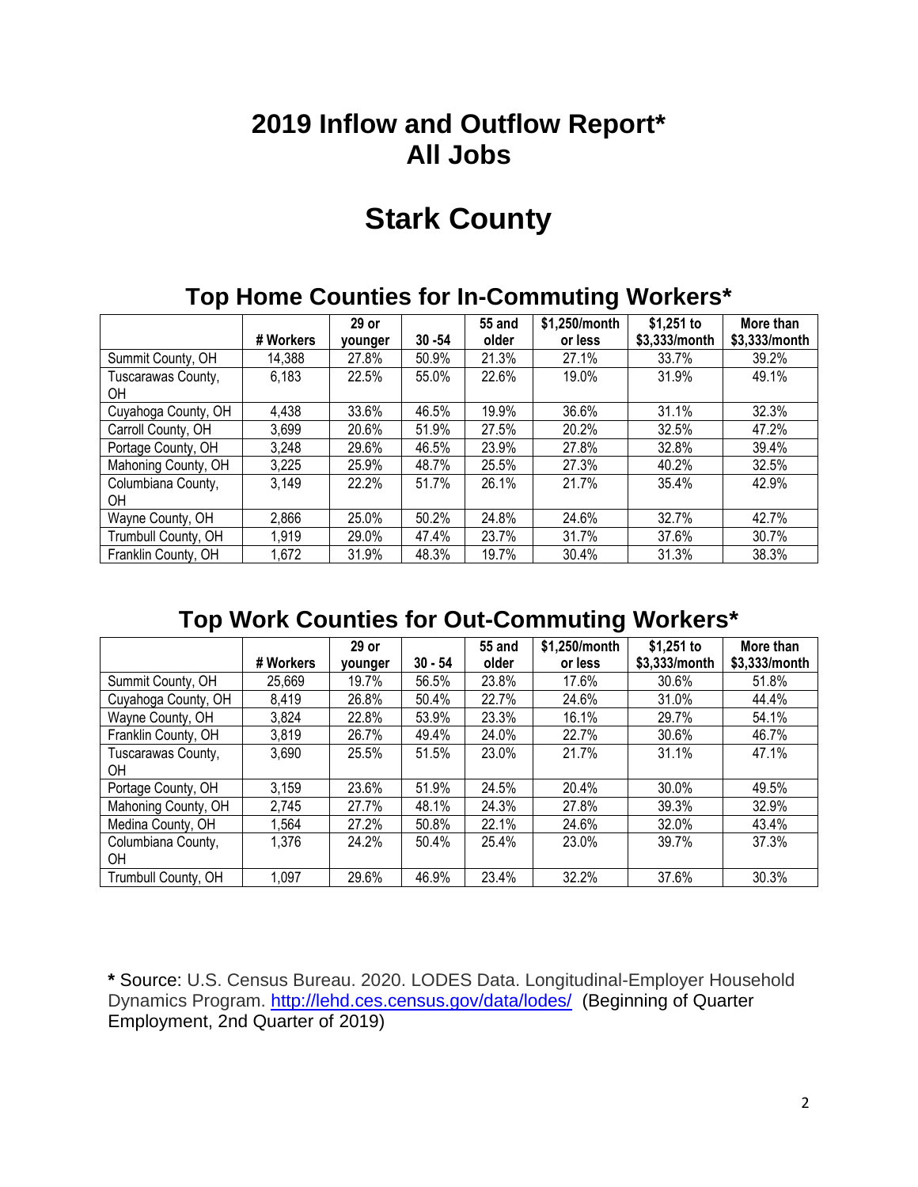# 2019 Inflow and Outflow Report*
# All Jobs

# Stark County

## Top Home Counties for In-Commuting Workers*

| | # Workers | 29 or younger | 30 -54 | 55 and older | $1,250/month or less | $1,251 to $3,333/month | More than $3,333/month |
|---|---|---|---|---|---|---|---|
| Summit County, OH | 14,388 | 27.8% | 50.9% | 21.3% | 27.1% | 33.7% | 39.2% |
| Tuscarawas County, OH | 6,183 | 22.5% | 55.0% | 22.6% | 19.0% | 31.9% | 49.1% |
| Cuyahoga County, OH | 4,438 | 33.6% | 46.5% | 19.9% | 36.6% | 31.1% | 32.3% |
| Carroll County, OH | 3,699 | 20.6% | 51.9% | 27.5% | 20.2% | 32.5% | 47.2% |
| Portage County, OH | 3,248 | 29.6% | 46.5% | 23.9% | 27.8% | 32.8% | 39.4% |
| Mahoning County, OH | 3,225 | 25.9% | 48.7% | 25.5% | 27.3% | 40.2% | 32.5% |
| Columbiana County, OH | 3,149 | 22.2% | 51.7% | 26.1% | 21.7% | 35.4% | 42.9% |
| Wayne County, OH | 2,866 | 25.0% | 50.2% | 24.8% | 24.6% | 32.7% | 42.7% |
| Trumbull County, OH | 1,919 | 29.0% | 47.4% | 23.7% | 31.7% | 37.6% | 30.7% |
| Franklin County, OH | 1,672 | 31.9% | 48.3% | 19.7% | 30.4% | 31.3% | 38.3% |

## Top Work Counties for Out-Commuting Workers*

| | # Workers | 29 or younger | 30 - 54 | 55 and older | $1,250/month or less | $1,251 to $3,333/month | More than $3,333/month |
|---|---|---|---|---|---|---|---|
| Summit County, OH | 25,669 | 19.7% | 56.5% | 23.8% | 17.6% | 30.6% | 51.8% |
| Cuyahoga County, OH | 8,419 | 26.8% | 50.4% | 22.7% | 24.6% | 31.0% | 44.4% |
| Wayne County, OH | 3,824 | 22.8% | 53.9% | 23.3% | 16.1% | 29.7% | 54.1% |
| Franklin County, OH | 3,819 | 26.7% | 49.4% | 24.0% | 22.7% | 30.6% | 46.7% |
| Tuscarawas County, OH | 3,690 | 25.5% | 51.5% | 23.0% | 21.7% | 31.1% | 47.1% |
| Portage County, OH | 3,159 | 23.6% | 51.9% | 24.5% | 20.4% | 30.0% | 49.5% |
| Mahoning County, OH | 2,745 | 27.7% | 48.1% | 24.3% | 27.8% | 39.3% | 32.9% |
| Medina County, OH | 1,564 | 27.2% | 50.8% | 22.1% | 24.6% | 32.0% | 43.4% |
| Columbiana County, OH | 1,376 | 24.2% | 50.4% | 25.4% | 23.0% | 39.7% | 37.3% |
| Trumbull County, OH | 1,097 | 29.6% | 46.9% | 23.4% | 32.2% | 37.6% | 30.3% |

* Source: U.S. Census Bureau. 2020. LODES Data. Longitudinal-Employer Household Dynamics Program. http://lehd.ces.census.gov/data/lodes/ (Beginning of Quarter Employment, 2nd Quarter of 2019)